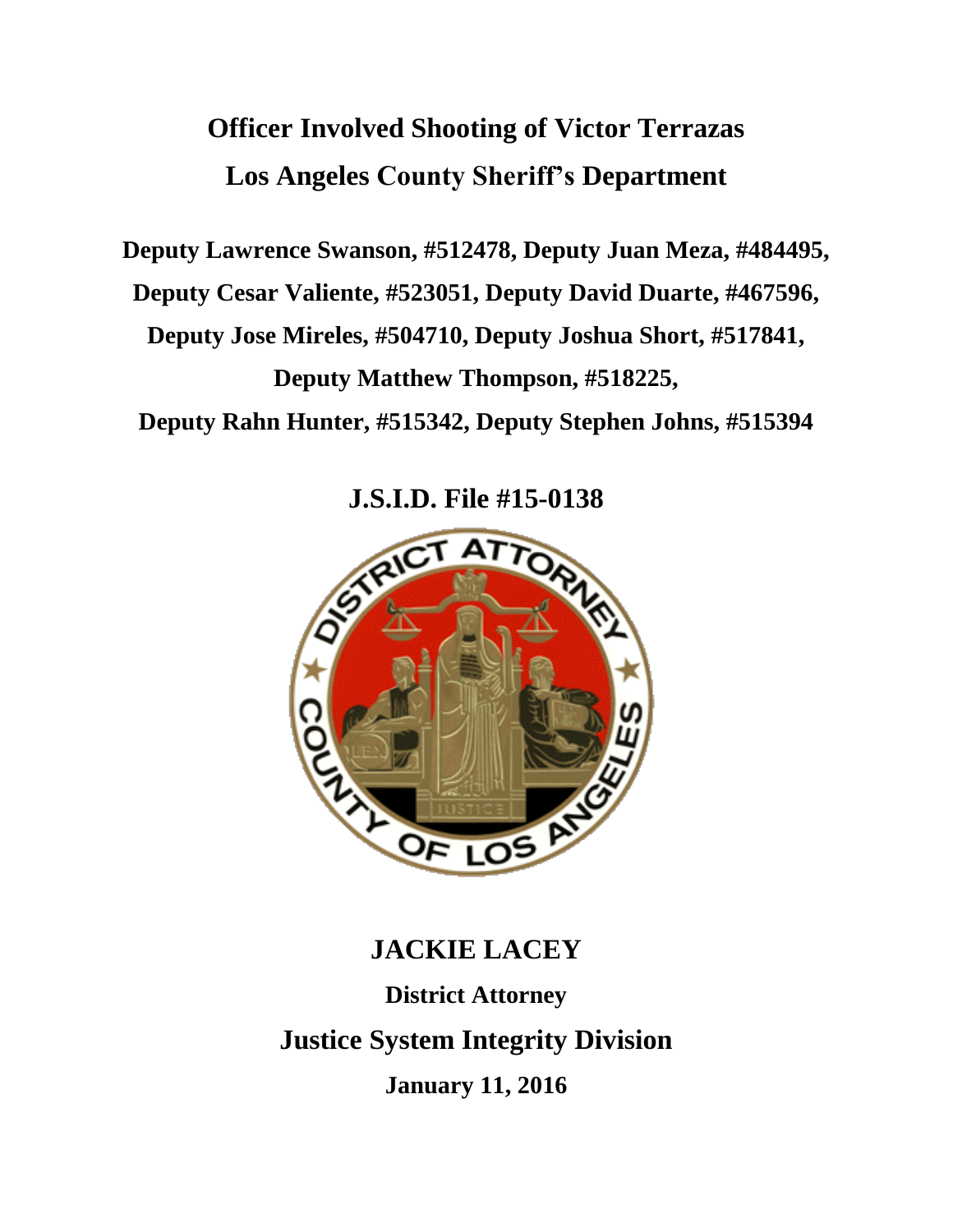# Officer Involved Shooting of Victor Terrazas

# Los Angeles County Sheriff's Department

**Deputy Lawrence Swanson, #512478, Deputy Juan Meza, #484495,**

**Deputy Cesar Valiente, #523051, Deputy David Duarte, #467596,**

**Deputy Jose Mireles, #504710, Deputy Joshua Short, #517841,**

**Deputy Matthew Thompson, #518225,**

**Deputy Rahn Hunter, #515342, Deputy Stephen Johns, #515394**

## J.S.I.D. File #15-0138

## JACKIE LACEY

**District Attorney**

## Justice System Integrity Division

**January 11, 2016**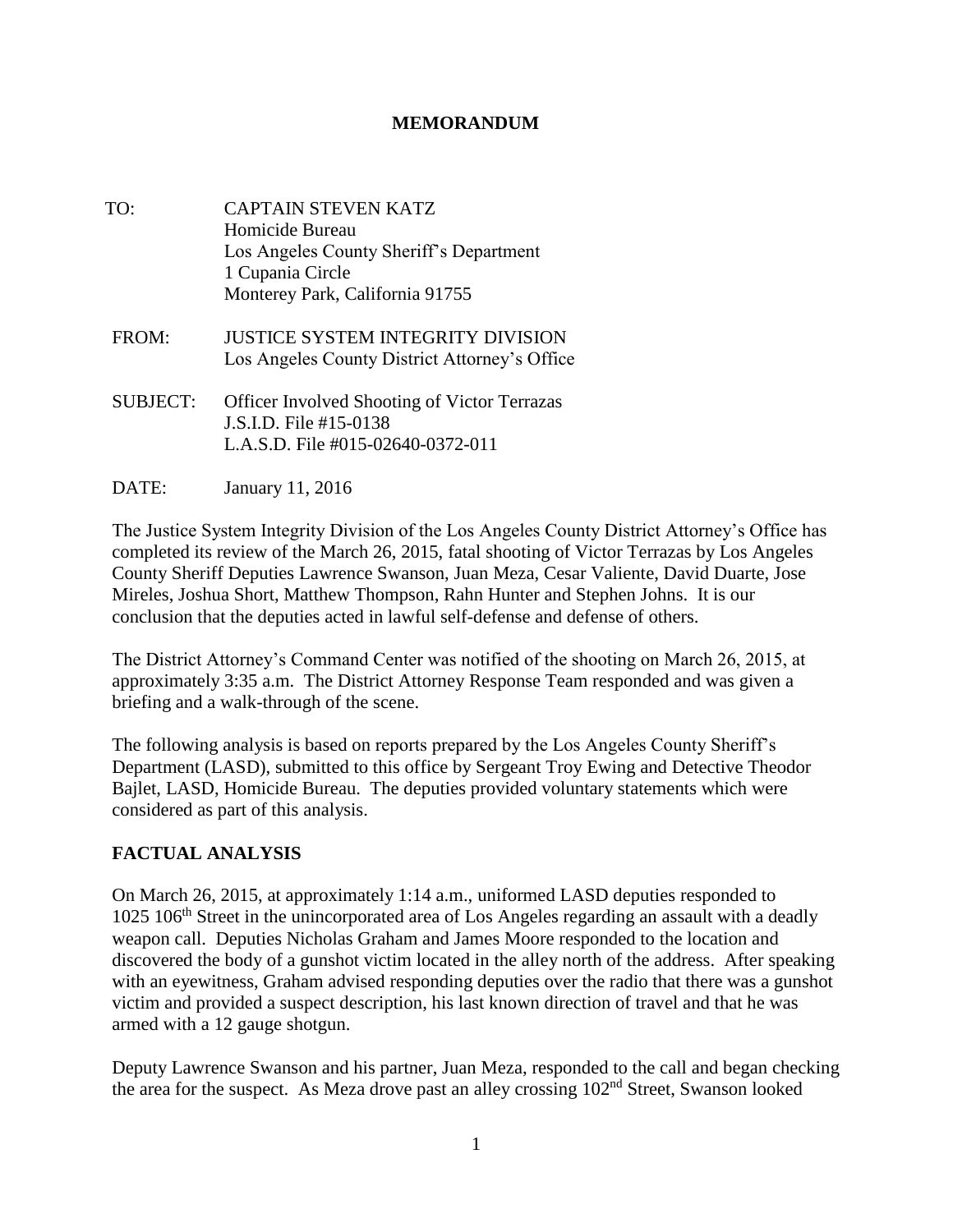**MEMORANDUM**

TO: CAPTAIN STEVEN KATZ
Homicide Bureau
Los Angeles County Sheriff's Department
1 Cupania Circle
Monterey Park, California 91755

FROM: JUSTICE SYSTEM INTEGRITY DIVISION
Los Angeles County District Attorney's Office

SUBJECT: Officer Involved Shooting of Victor Terrazas
J.S.I.D. File #15-0138
L.A.S.D. File #015-02640-0372-011

DATE: January 11, 2016

The Justice System Integrity Division of the Los Angeles County District Attorney's Office has completed its review of the March 26, 2015, fatal shooting of Victor Terrazas by Los Angeles County Sheriff Deputies Lawrence Swanson, Juan Meza, Cesar Valiente, David Duarte, Jose Mireles, Joshua Short, Matthew Thompson, Rahn Hunter and Stephen Johns. It is our conclusion that the deputies acted in lawful self-defense and defense of others.

The District Attorney's Command Center was notified of the shooting on March 26, 2015, at approximately 3:35 a.m. The District Attorney Response Team responded and was given a briefing and a walk-through of the scene.

The following analysis is based on reports prepared by the Los Angeles County Sheriff's Department (LASD), submitted to this office by Sergeant Troy Ewing and Detective Theodor Bajlet, LASD, Homicide Bureau. The deputies provided voluntary statements which were considered as part of this analysis.

## FACTUAL ANALYSIS

On March 26, 2015, at approximately 1:14 a.m., uniformed LASD deputies responded to 1025 106th Street in the unincorporated area of Los Angeles regarding an assault with a deadly weapon call. Deputies Nicholas Graham and James Moore responded to the location and discovered the body of a gunshot victim located in the alley north of the address. After speaking with an eyewitness, Graham advised responding deputies over the radio that there was a gunshot victim and provided a suspect description, his last known direction of travel and that he was armed with a 12 gauge shotgun.

Deputy Lawrence Swanson and his partner, Juan Meza, responded to the call and began checking the area for the suspect. As Meza drove past an alley crossing 102nd Street, Swanson looked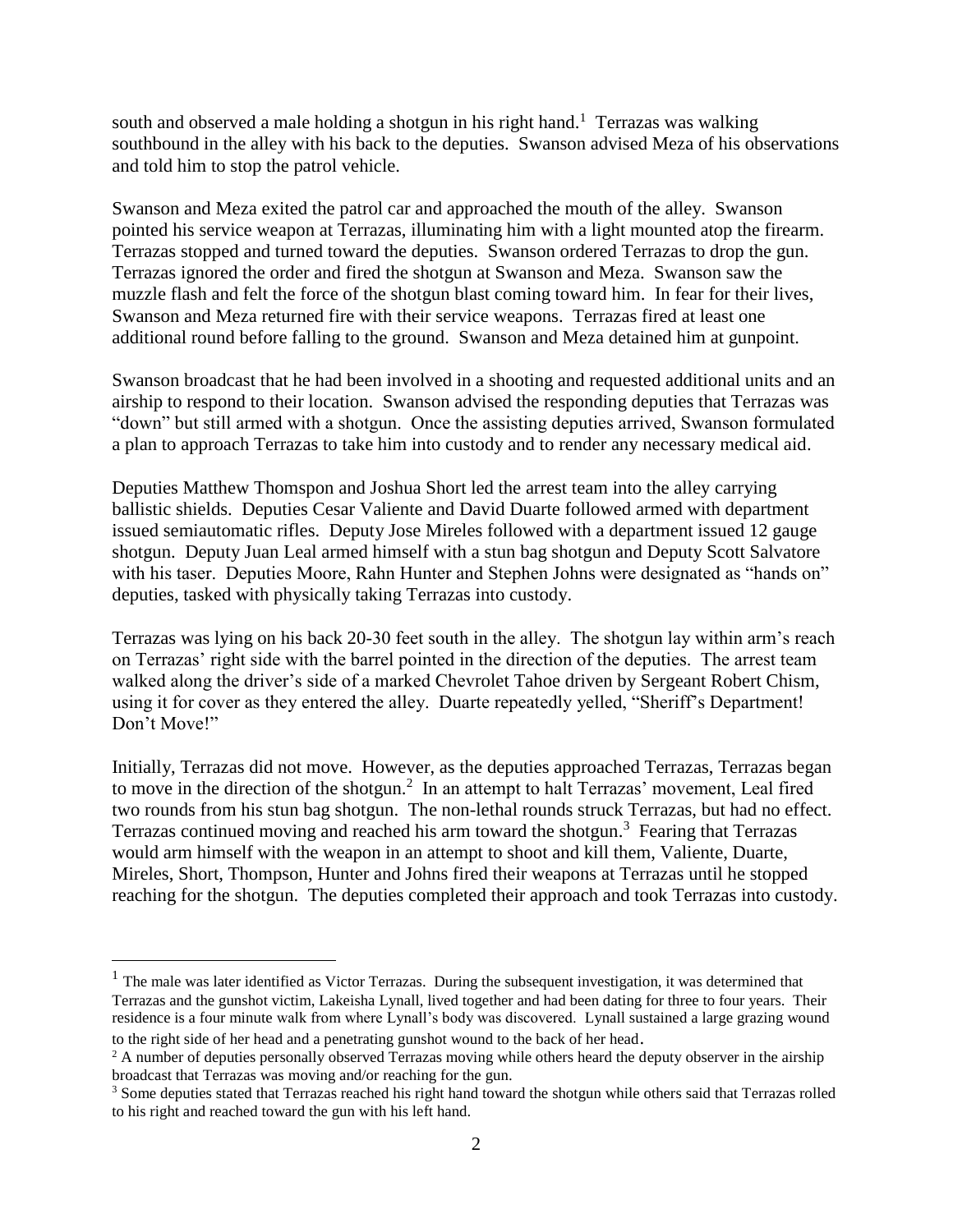south and observed a male holding a shotgun in his right hand.[1] Terrazas was walking southbound in the alley with his back to the deputies. Swanson advised Meza of his observations and told him to stop the patrol vehicle.

Swanson and Meza exited the patrol car and approached the mouth of the alley. Swanson pointed his service weapon at Terrazas, illuminating him with a light mounted atop the firearm. Terrazas stopped and turned toward the deputies. Swanson ordered Terrazas to drop the gun. Terrazas ignored the order and fired the shotgun at Swanson and Meza. Swanson saw the muzzle flash and felt the force of the shotgun blast coming toward him. In fear for their lives, Swanson and Meza returned fire with their service weapons. Terrazas fired at least one additional round before falling to the ground. Swanson and Meza detained him at gunpoint.

Swanson broadcast that he had been involved in a shooting and requested additional units and an airship to respond to their location. Swanson advised the responding deputies that Terrazas was "down" but still armed with a shotgun. Once the assisting deputies arrived, Swanson formulated a plan to approach Terrazas to take him into custody and to render any necessary medical aid.

Deputies Matthew Thomspon and Joshua Short led the arrest team into the alley carrying ballistic shields. Deputies Cesar Valiente and David Duarte followed armed with department issued semiautomatic rifles. Deputy Jose Mireles followed with a department issued 12 gauge shotgun. Deputy Juan Leal armed himself with a stun bag shotgun and Deputy Scott Salvatore with his taser. Deputies Moore, Rahn Hunter and Stephen Johns were designated as "hands on" deputies, tasked with physically taking Terrazas into custody.

Terrazas was lying on his back 20-30 feet south in the alley. The shotgun lay within arm's reach on Terrazas' right side with the barrel pointed in the direction of the deputies. The arrest team walked along the driver's side of a marked Chevrolet Tahoe driven by Sergeant Robert Chism, using it for cover as they entered the alley. Duarte repeatedly yelled, "Sheriff's Department! Don't Move!"

Initially, Terrazas did not move. However, as the deputies approached Terrazas, Terrazas began to move in the direction of the shotgun.[2] In an attempt to halt Terrazas' movement, Leal fired two rounds from his stun bag shotgun. The non-lethal rounds struck Terrazas, but had no effect. Terrazas continued moving and reached his arm toward the shotgun.[3] Fearing that Terrazas would arm himself with the weapon in an attempt to shoot and kill them, Valiente, Duarte, Mireles, Short, Thompson, Hunter and Johns fired their weapons at Terrazas until he stopped reaching for the shotgun. The deputies completed their approach and took Terrazas into custody.

---

[1] The male was later identified as Victor Terrazas. During the subsequent investigation, it was determined that Terrazas and the gunshot victim, Lakeisha Lynall, lived together and had been dating for three to four years. Their residence is a four minute walk from where Lynall's body was discovered. Lynall sustained a large grazing wound to the right side of her head and a penetrating gunshot wound to the back of her head.

[2] A number of deputies personally observed Terrazas moving while others heard the deputy observer in the airship broadcast that Terrazas was moving and/or reaching for the gun.

[3] Some deputies stated that Terrazas reached his right hand toward the shotgun while others said that Terrazas rolled to his right and reached toward the gun with his left hand.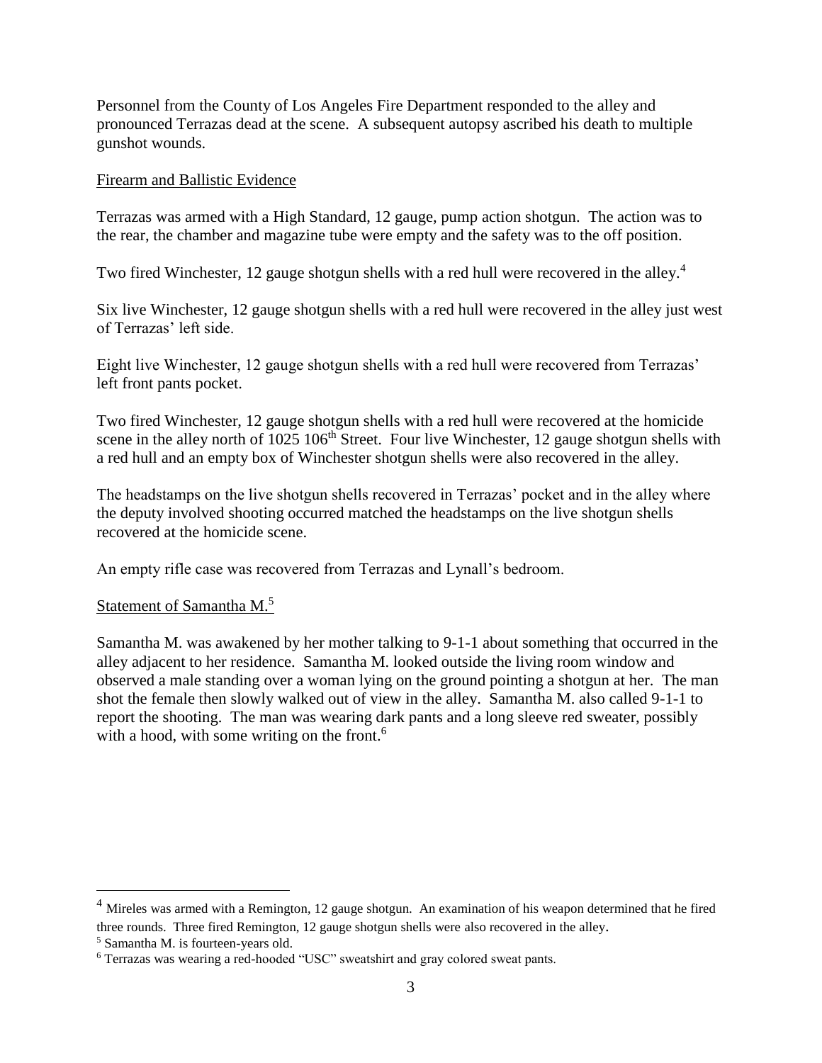Personnel from the County of Los Angeles Fire Department responded to the alley and pronounced Terrazas dead at the scene. A subsequent autopsy ascribed his death to multiple gunshot wounds.

Firearm and Ballistic Evidence

Terrazas was armed with a High Standard, 12 gauge, pump action shotgun. The action was to the rear, the chamber and magazine tube were empty and the safety was to the off position.

Two fired Winchester, 12 gauge shotgun shells with a red hull were recovered in the alley.[4]

Six live Winchester, 12 gauge shotgun shells with a red hull were recovered in the alley just west of Terrazas' left side.

Eight live Winchester, 12 gauge shotgun shells with a red hull were recovered from Terrazas' left front pants pocket.

Two fired Winchester, 12 gauge shotgun shells with a red hull were recovered at the homicide scene in the alley north of 1025 106th Street. Four live Winchester, 12 gauge shotgun shells with a red hull and an empty box of Winchester shotgun shells were also recovered in the alley.

The headstamps on the live shotgun shells recovered in Terrazas' pocket and in the alley where the deputy involved shooting occurred matched the headstamps on the live shotgun shells recovered at the homicide scene.

An empty rifle case was recovered from Terrazas and Lynall's bedroom.

Statement of Samantha M.[5]

Samantha M. was awakened by her mother talking to 9-1-1 about something that occurred in the alley adjacent to her residence. Samantha M. looked outside the living room window and observed a male standing over a woman lying on the ground pointing a shotgun at her. The man shot the female then slowly walked out of view in the alley. Samantha M. also called 9-1-1 to report the shooting. The man was wearing dark pants and a long sleeve red sweater, possibly with a hood, with some writing on the front.[6]

---

[4] Mireles was armed with a Remington, 12 gauge shotgun. An examination of his weapon determined that he fired three rounds. Three fired Remington, 12 gauge shotgun shells were also recovered in the alley.

[5] Samantha M. is fourteen-years old.

[6] Terrazas was wearing a red-hooded "USC" sweatshirt and gray colored sweat pants.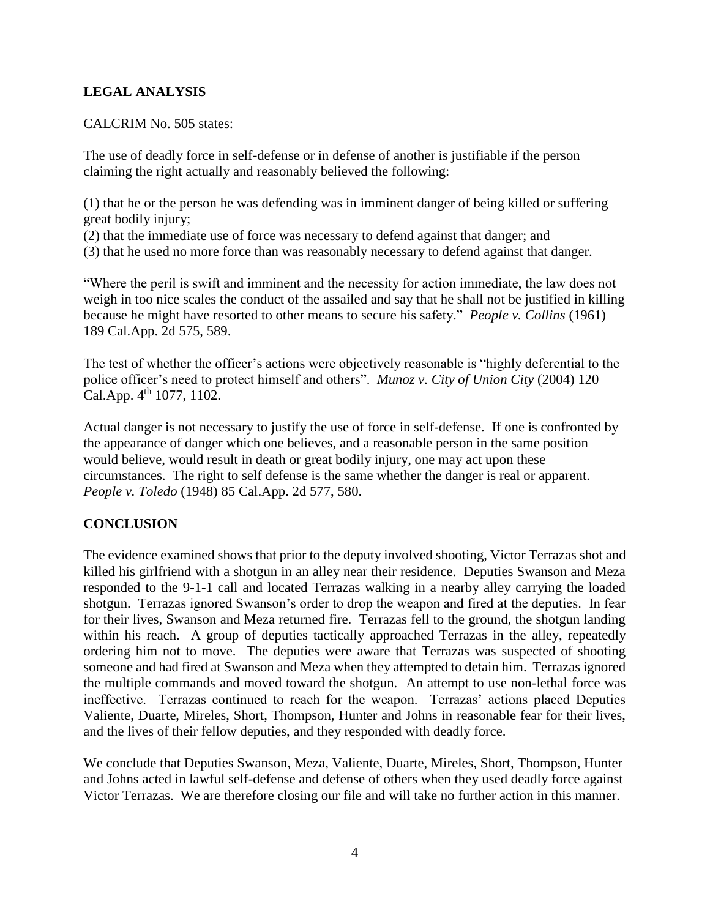## LEGAL ANALYSIS

CALCRIM No. 505 states:

The use of deadly force in self-defense or in defense of another is justifiable if the person claiming the right actually and reasonably believed the following:

(1) that he or the person he was defending was in imminent danger of being killed or suffering great bodily injury;
(2) that the immediate use of force was necessary to defend against that danger; and
(3) that he used no more force than was reasonably necessary to defend against that danger.

"Where the peril is swift and imminent and the necessity for action immediate, the law does not weigh in too nice scales the conduct of the assailed and say that he shall not be justified in killing because he might have resorted to other means to secure his safety." *People v. Collins* (1961) 189 Cal.App. 2d 575, 589.

The test of whether the officer's actions were objectively reasonable is "highly deferential to the police officer's need to protect himself and others". *Munoz v. City of Union City* (2004) 120 Cal.App. 4th 1077, 1102.

Actual danger is not necessary to justify the use of force in self-defense. If one is confronted by the appearance of danger which one believes, and a reasonable person in the same position would believe, would result in death or great bodily injury, one may act upon these circumstances. The right to self defense is the same whether the danger is real or apparent. *People v. Toledo* (1948) 85 Cal.App. 2d 577, 580.

## CONCLUSION

The evidence examined shows that prior to the deputy involved shooting, Victor Terrazas shot and killed his girlfriend with a shotgun in an alley near their residence. Deputies Swanson and Meza responded to the 9-1-1 call and located Terrazas walking in a nearby alley carrying the loaded shotgun. Terrazas ignored Swanson's order to drop the weapon and fired at the deputies. In fear for their lives, Swanson and Meza returned fire. Terrazas fell to the ground, the shotgun landing within his reach. A group of deputies tactically approached Terrazas in the alley, repeatedly ordering him not to move. The deputies were aware that Terrazas was suspected of shooting someone and had fired at Swanson and Meza when they attempted to detain him. Terrazas ignored the multiple commands and moved toward the shotgun. An attempt to use non-lethal force was ineffective. Terrazas continued to reach for the weapon. Terrazas' actions placed Deputies Valiente, Duarte, Mireles, Short, Thompson, Hunter and Johns in reasonable fear for their lives, and the lives of their fellow deputies, and they responded with deadly force.

We conclude that Deputies Swanson, Meza, Valiente, Duarte, Mireles, Short, Thompson, Hunter and Johns acted in lawful self-defense and defense of others when they used deadly force against Victor Terrazas. We are therefore closing our file and will take no further action in this manner.